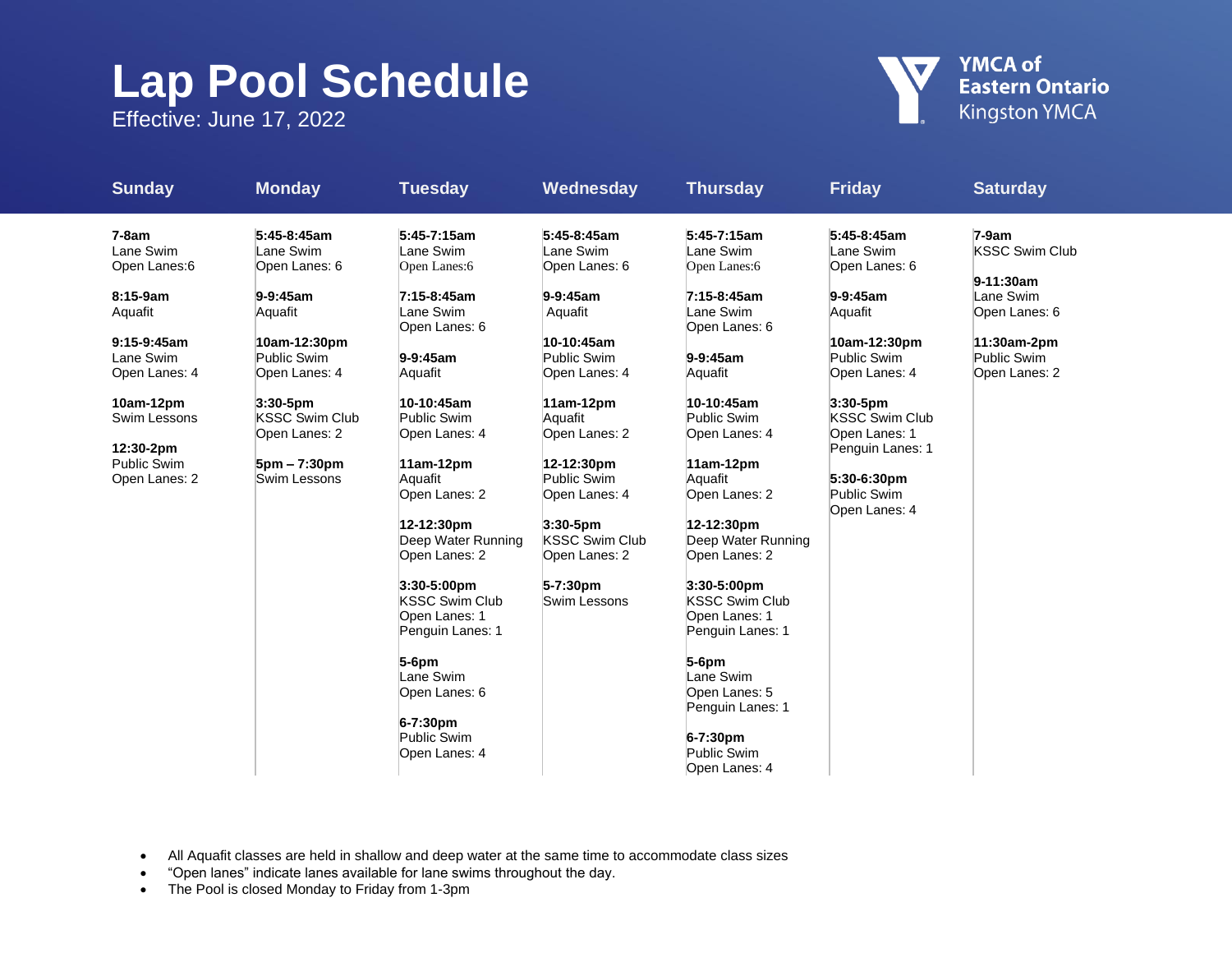# Lap Pool Schedule

Effective: June 17, 2022

YMCA of Eastern Ontario
Kingston YMCA

| Sunday | Monday | Tuesday | Wednesday | Thursday | Friday | Saturday |
|---|---|---|---|---|---|---|
| **7-8am**<br>Lane Swim<br>Open Lanes:6 | **5:45-8:45am**<br>Lane Swim<br>Open Lanes: 6 | **5:45-7:15am**<br>Lane Swim<br>Open Lanes:6 | **5:45-8:45am**<br>Lane Swim<br>Open Lanes: 6 | **5:45-7:15am**<br>Lane Swim<br>Open Lanes:6 | **5:45-8:45am**<br>Lane Swim<br>Open Lanes: 6 | **7-9am**<br>KSSC Swim Club |
| **8:15-9am**<br>Aquafit | **9-9:45am**<br>Aquafit | **7:15-8:45am**<br>Lane Swim<br>Open Lanes: 6 | **9-9:45am**<br>Aquafit | **7:15-8:45am**<br>Lane Swim<br>Open Lanes: 6 | **9-9:45am**<br>Aquafit | **9-11:30am**<br>Lane Swim<br>Open Lanes: 6 |
| **9:15-9:45am**<br>Lane Swim<br>Open Lanes: 4 | **10am-12:30pm**<br>Public Swim<br>Open Lanes: 4 | **9-9:45am**<br>Aquafit | **10-10:45am**<br>Public Swim<br>Open Lanes: 4 | **9-9:45am**<br>Aquafit | **10am-12:30pm**<br>Public Swim<br>Open Lanes: 4 | **11:30am-2pm**<br>Public Swim<br>Open Lanes: 2 |
| **10am-12pm**<br>Swim Lessons | **3:30-5pm**<br>KSSC Swim Club<br>Open Lanes: 2 | **10-10:45am**<br>Public Swim<br>Open Lanes: 4 | **11am-12pm**<br>Aquafit<br>Open Lanes: 2 | **10-10:45am**<br>Public Swim<br>Open Lanes: 4 | **3:30-5pm**<br>KSSC Swim Club<br>Open Lanes: 1<br>Penguin Lanes: 1 | |
| **12:30-2pm**<br>Public Swim<br>Open Lanes: 2 | **5pm – 7:30pm**<br>Swim Lessons | **11am-12pm**<br>Aquafit<br>Open Lanes: 2 | **12-12:30pm**<br>Public Swim<br>Open Lanes: 4 | **11am-12pm**<br>Aquafit<br>Open Lanes: 2 | **5:30-6:30pm**<br>Public Swim<br>Open Lanes: 4 | |
| | | **12-12:30pm**<br>Deep Water Running<br>Open Lanes: 2 | **3:30-5pm**<br>KSSC Swim Club<br>Open Lanes: 2 | **12-12:30pm**<br>Deep Water Running<br>Open Lanes: 2 | | |
| | | **3:30-5:00pm**<br>KSSC Swim Club<br>Open Lanes: 1<br>Penguin Lanes: 1 | **5-7:30pm**<br>Swim Lessons | **3:30-5:00pm**<br>KSSC Swim Club<br>Open Lanes: 1<br>Penguin Lanes: 1 | | |
| | | **5-6pm**<br>Lane Swim<br>Open Lanes: 6 | | **5-6pm**<br>Lane Swim<br>Open Lanes: 5<br>Penguin Lanes: 1 | | |
| | | **6-7:30pm**<br>Public Swim<br>Open Lanes: 4 | | **6-7:30pm**<br>Public Swim<br>Open Lanes: 4 | | |

- All Aquafit classes are held in shallow and deep water at the same time to accommodate class sizes
- “Open lanes” indicate lanes available for lane swims throughout the day.
- The Pool is closed Monday to Friday from 1-3pm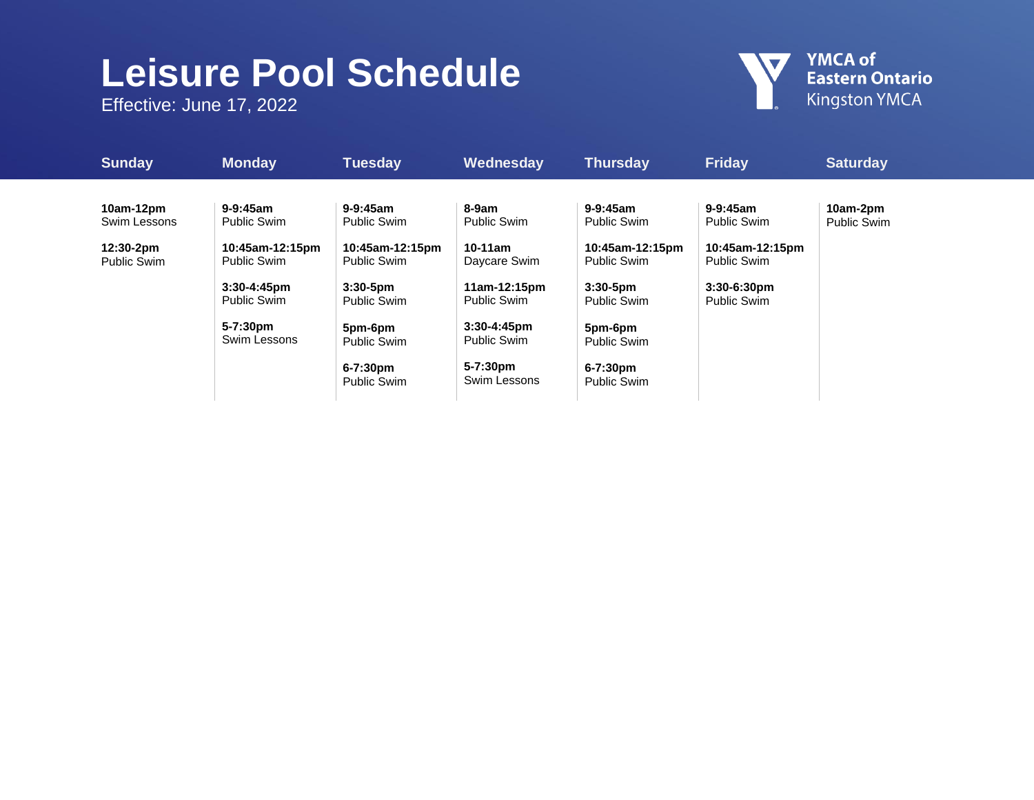# Leisure Pool Schedule

Effective: June 17, 2022

YMCA of Eastern Ontario
Kingston YMCA

| Sunday | Monday | Tuesday | Wednesday | Thursday | Friday | Saturday |
|---|---|---|---|---|---|---|
| **10am-12pm** Swim Lessons | **9-9:45am** Public Swim | **9-9:45am** Public Swim | **8-9am** Public Swim | **9-9:45am** Public Swim | **9-9:45am** Public Swim | **10am-2pm** Public Swim |
| **12:30-2pm** Public Swim | **10:45am-12:15pm** Public Swim | **10:45am-12:15pm** Public Swim | **10-11am** Daycare Swim | **10:45am-12:15pm** Public Swim | **10:45am-12:15pm** Public Swim | |
| | **3:30-4:45pm** Public Swim | **3:30-5pm** Public Swim | **11am-12:15pm** Public Swim | **3:30-5pm** Public Swim | **3:30-6:30pm** Public Swim | |
| | **5-7:30pm** Swim Lessons | **5pm-6pm** Public Swim | **3:30-4:45pm** Public Swim | **5pm-6pm** Public Swim | | |
| | | **6-7:30pm** Public Swim | **5-7:30pm** Swim Lessons | **6-7:30pm** Public Swim | | |